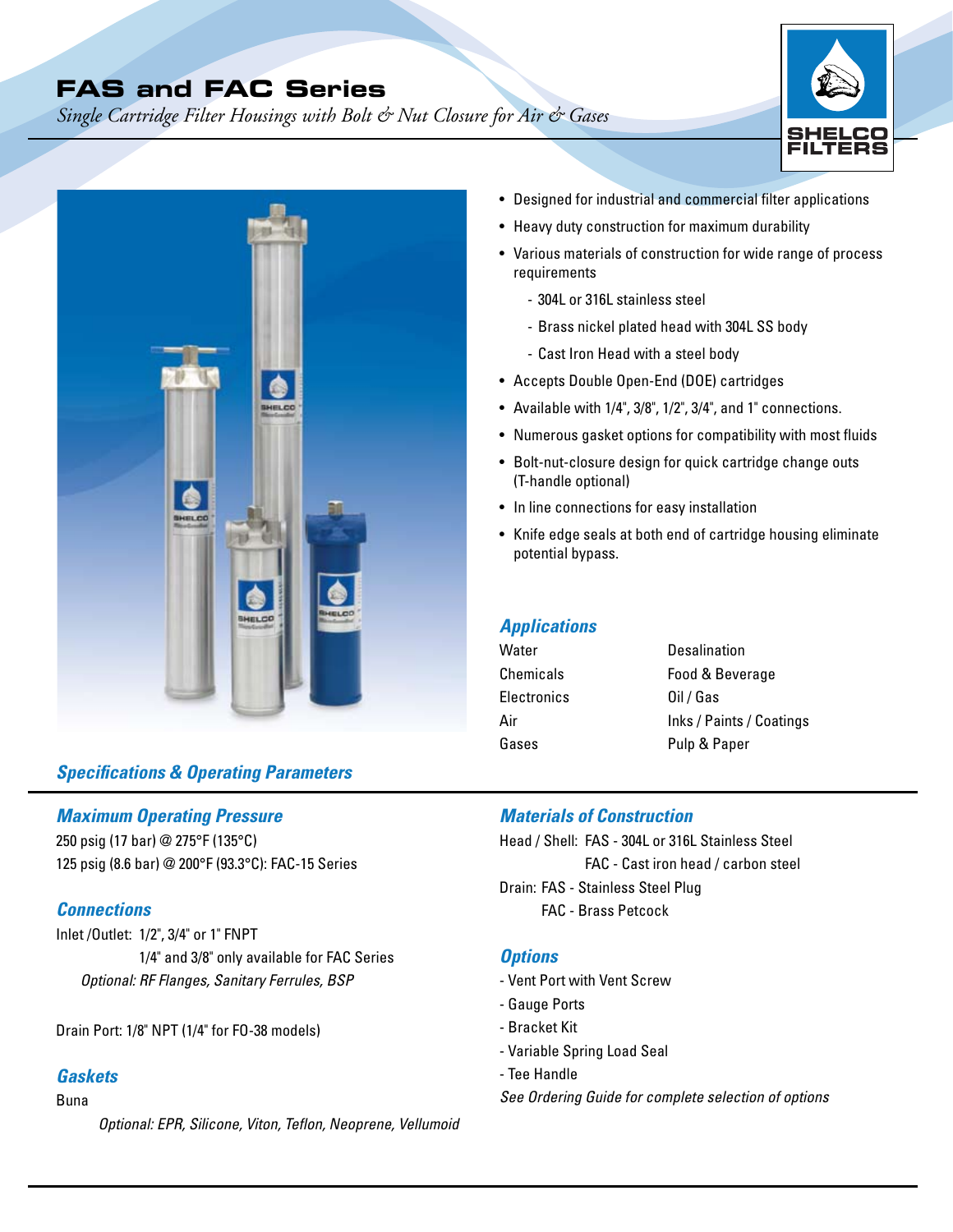# FAS and FAC Series

*Single Cartridge Filter Housings with Bolt & Nut Closure for Air & Gases*

SHELCO FILTERS

- Designed for industrial and commercial filter applications
- Heavy duty construction for maximum durability
- Various materials of construction for wide range of process requirements
  - 304L or 316L stainless steel
  - Brass nickel plated head with 304L SS body
  - Cast Iron Head with a steel body
- Accepts Double Open-End (DOE) cartridges
- Available with 1/4", 3/8", 1/2", 3/4", and 1" connections.
- Numerous gasket options for compatibility with most fluids
- Bolt-nut-closure design for quick cartridge change outs (T-handle optional)
- In line connections for easy installation
- Knife edge seals at both end of cartridge housing eliminate potential bypass.

## Applications

| | |
|---|---|
| Water | Desalination |
| Chemicals | Food & Beverage |
| Electronics | Oil / Gas |
| Air | Inks / Paints / Coatings |
| Gases | Pulp & Paper |

## Specifications & Operating Parameters

### Maximum Operating Pressure

250 psig (17 bar) @ 275°F (135°C)
125 psig (8.6 bar) @ 200°F (93.3°C): FAC-15 Series

### Connections

Inlet /Outlet: 1/2", 3/4" or 1" FNPT
1/4" and 3/8" only available for FAC Series
*Optional: RF Flanges, Sanitary Ferrules, BSP*

Drain Port: 1/8" NPT (1/4" for FO-38 models)

### Gaskets

Buna
*Optional: EPR, Silicone, Viton, Teflon, Neoprene, Vellumoid*

### Materials of Construction

Head / Shell: FAS - 304L or 316L Stainless Steel
FAC - Cast iron head / carbon steel
Drain: FAS - Stainless Steel Plug
FAC - Brass Petcock

### Options

- Vent Port with Vent Screw
- Gauge Ports
- Bracket Kit
- Variable Spring Load Seal
- Tee Handle

*See Ordering Guide for complete selection of options*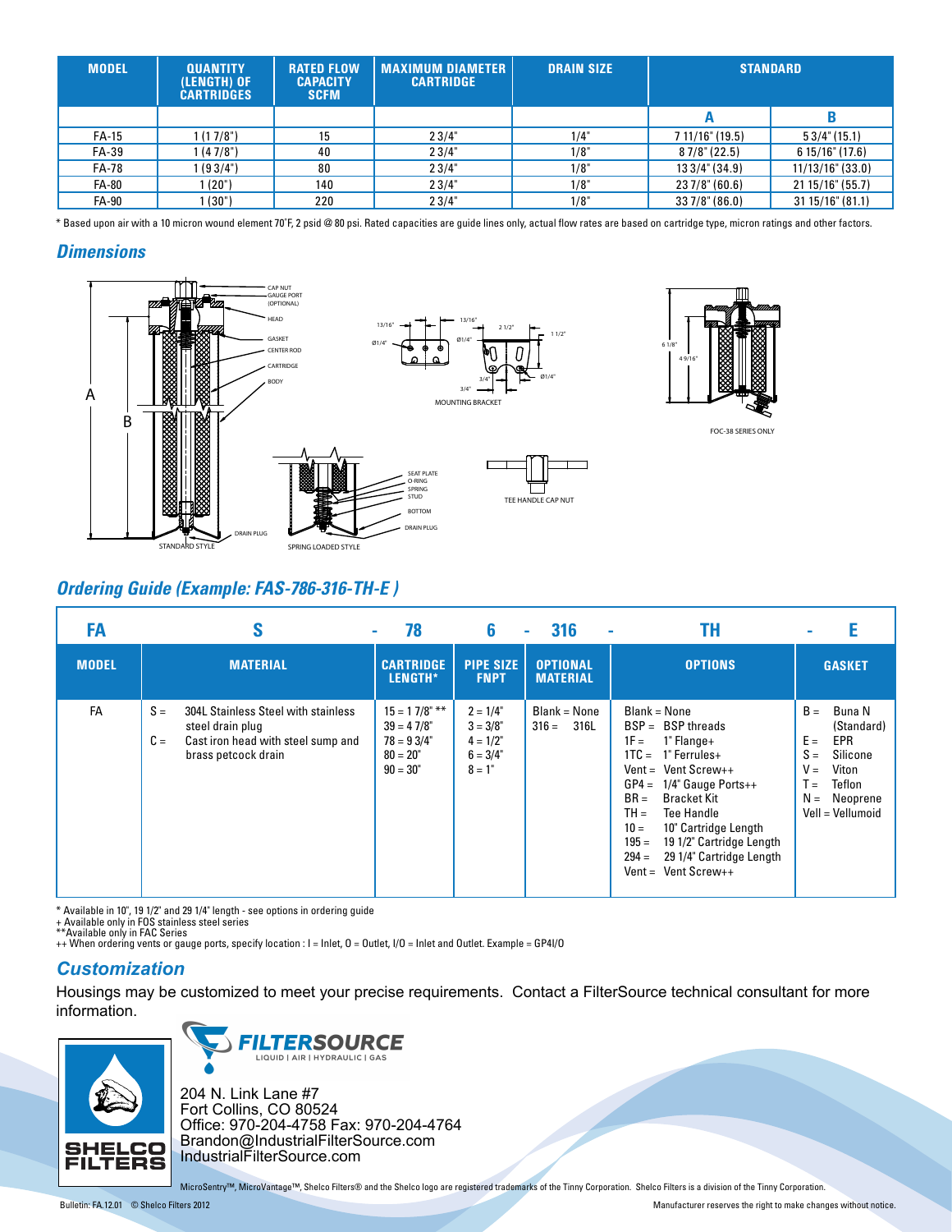| MODEL | QUANTITY (LENGTH) OF CARTRIDGES | RATED FLOW CAPACITY SCFM | MAXIMUM DIAMETER CARTRIDGE | DRAIN SIZE | STANDARD | |
|---|---|---|---|---|---|---|
| | | | | | A | B |
| FA-15 | 1 (1 7/8") | 15 | 2 3/4" | 1/4" | 7 11/16" (19.5) | 5 3/4" (15.1) |
| FA-39 | 1 (4 7/8") | 40 | 2 3/4" | 1/8" | 8 7/8" (22.5) | 6 15/16" (17.6) |
| FA-78 | 1 (9 3/4") | 80 | 2 3/4" | 1/8" | 13 3/4" (34.9) | 11/13/16" (33.0) |
| FA-80 | 1 (20") | 140 | 2 3/4" | 1/8" | 23 7/8" (60.6) | 21 15/16" (55.7) |
| FA-90 | 1 (30") | 220 | 2 3/4" | 1/8" | 33 7/8" (86.0) | 31 15/16" (81.1) |

* Based upon air with a 10 micron wound element 70˚F, 2 psid @ 80 psi. Rated capacities are guide lines only, actual flow rates are based on cartridge type, micron ratings and other factors.

## *Dimensions*

CAP NUT
GAUGE PORT (OPTIONAL)
HEAD
GASKET
CENTER ROD
CARTRIDGE
BODY
A
B
DRAIN PLUG
STANDARD STYLE

13/16"
13/16"
Ø1/4"
Ø1/4"
2 1/2"
1 1/2"
3/4"
3/4"
Ø1/4"
MOUNTING BRACKET

6 1/8"
4 9/16"
FOC-38 SERIES ONLY

SEAT PLATE
O-RING
SPRING
STUD
BOTTOM
DRAIN PLUG
SPRING LOADED STYLE

TEE HANDLE CAP NUT

## *Ordering Guide (Example: FAS-786-316-TH-E )*

| FA | S | - 78 | 6 | - 316 | - TH | - E |
|---|---|---|---|---|---|---|
| **MODEL** | **MATERIAL** | **CARTRIDGE LENGTH*** | **PIPE SIZE FNPT** | **OPTIONAL MATERIAL** | **OPTIONS** | **GASKET** |
| FA | S = 304L Stainless Steel with stainless steel drain plug<br>C = Cast iron head with steel sump and brass petcock drain | 15 = 1 7/8" **<br>39 = 4 7/8"<br>78 = 9 3/4"<br>80 = 20"<br>90 = 30" | 2 = 1/4"<br>3 = 3/8"<br>4 = 1/2"<br>6 = 3/4"<br>8 = 1" | Blank = None<br>316 = 316L | Blank = None<br>BSP = BSP threads<br>1F = 1" Flange+<br>1TC = 1" Ferrules+<br>Vent = Vent Screw++<br>GP4 = 1/4" Gauge Ports++<br>BR = Bracket Kit<br>TH = Tee Handle<br>10 = 10" Cartridge Length<br>195 = 19 1/2" Cartridge Length<br>294 = 29 1/4" Cartridge Length<br>Vent = Vent Screw++ | B = Buna N (Standard)<br>E = EPR<br>S = Silicone<br>V = Viton<br>T = Teflon<br>N = Neoprene<br>Vell = Vellumoid |

\* Available in 10", 19 1/2" and 29 1/4" length - see options in ordering guide
\+ Available only in FOS stainless steel series
\*\*Available only in FAC Series
\++ When ordering vents or gauge ports, specify location : I = Inlet, O = Outlet, I/O = Inlet and Outlet. Example = GP4I/O

## *Customization*

Housings may be customized to meet your precise requirements. Contact a FilterSource technical consultant for more information.

SHELCO FILTERS

FILTERSOURCE
LIQUID | AIR | HYDRAULIC | GAS

204 N. Link Lane #7
Fort Collins, CO 80524
Office: 970-204-4758 Fax: 970-204-4764
Brandon@IndustrialFilterSource.com
IndustrialFilterSource.com

MicroSentry™, MicroVantage™, Shelco Filters® and the Shelco logo are registered trademarks of the Tinny Corporation. Shelco Filters is a division of the Tinny Corporation.

Bulletin: FA.12.01 © Shelco Filters 2012

Manufacturer reserves the right to make changes without notice.